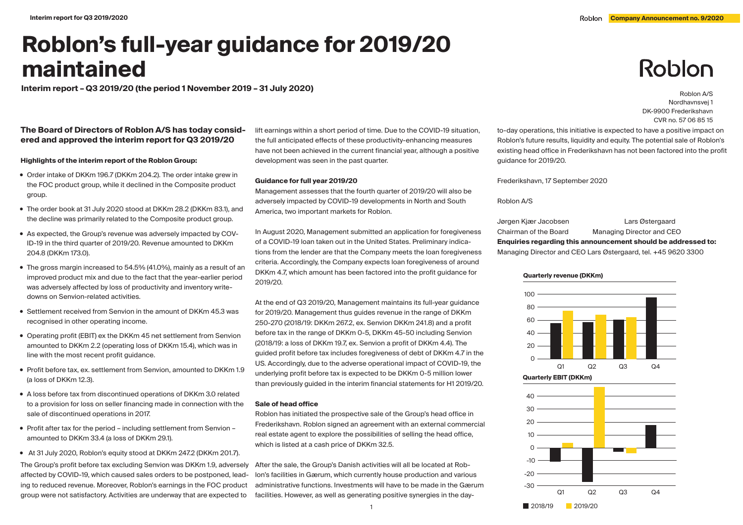# Roblon's full-year guidance for 2019/20 maintained

**Interim report – Q3 2019/20 (the period 1 November 2019 – 31 July 2020)**

Roblon

Roblon A/S
Nordhavnsvej 1
DK-9900 Frederikshavn
CVR no. 57 06 85 15

## The Board of Directors of Roblon A/S has today considered and approved the interim report for Q3 2019/20

**Highlights of the interim report of the Roblon Group:**

- Order intake of DKKm 196.7 (DKKm 204.2). The order intake grew in the FOC product group, while it declined in the Composite product group.
- The order book at 31 July 2020 stood at DKKm 28.2 (DKKm 83.1), and the decline was primarily related to the Composite product group.
- As expected, the Group's revenue was adversely impacted by COVID-19 in the third quarter of 2019/20. Revenue amounted to DKKm 204.8 (DKKm 173.0).
- The gross margin increased to 54.5% (41.0%), mainly as a result of an improved product mix and due to the fact that the year-earlier period was adversely affected by loss of productivity and inventory write-downs on Senvion-related activities.
- Settlement received from Senvion in the amount of DKKm 45.3 was recognised in other operating income.
- Operating profit (EBIT) ex the DKKm 45 net settlement from Senvion amounted to DKKm 2.2 (operating loss of DKKm 15.4), which was in line with the most recent profit guidance.
- Profit before tax, ex. settlement from Senvion, amounted to DKKm 1.9 (a loss of DKKm 12.3).
- A loss before tax from discontinued operations of DKKm 3.0 related to a provision for loss on seller financing made in connection with the sale of discontinued operations in 2017.
- Profit after tax for the period – including settlement from Senvion – amounted to DKKm 33.4 (a loss of DKKm 29.1).
- At 31 July 2020, Roblon's equity stood at DKKm 247.2 (DKKm 201.7).

The Group's profit before tax excluding Senvion was DKKm 1.9, adversely affected by COVID-19, which caused sales orders to be postponed, leading to reduced revenue. Moreover, Roblon's earnings in the FOC product group were not satisfactory. Activities are underway that are expected to lift earnings within a short period of time. Due to the COVID-19 situation, the full anticipated effects of these productivity-enhancing measures have not been achieved in the current financial year, although a positive development was seen in the past quarter.

**Guidance for full year 2019/20**

Management assesses that the fourth quarter of 2019/20 will also be adversely impacted by COVID-19 developments in North and South America, two important markets for Roblon.

In August 2020, Management submitted an application for foregiveness of a COVID-19 loan taken out in the United States. Preliminary indications from the lender are that the Company meets the loan foregiveness criteria. Accordingly, the Company expects loan foregiveness of around DKKm 4.7, which amount has been factored into the profit guidance for 2019/20.

At the end of Q3 2019/20, Management maintains its full-year guidance for 2019/20. Management thus guides revenue in the range of DKKm 250-270 (2018/19: DKKm 267.2, ex. Senvion DKKm 241.8) and a profit before tax in the range of DKKm 0-5, DKKm 45-50 including Senvion (2018/19: a loss of DKKm 19.7, ex. Senvion a profit of DKKm 4.4). The guided profit before tax includes foregiveness of debt of DKKm 4.7 in the US. Accordingly, due to the adverse operational impact of COVID-19, the underlying profit before tax is expected to be DKKm 0-5 million lower than previously guided in the interim financial statements for H1 2019/20.

**Sale of head office**

Roblon has initiated the prospective sale of the Group's head office in Frederikshavn. Roblon signed an agreement with an external commercial real estate agent to explore the possibilities of selling the head office, which is listed at a cash price of DKKm 32.5.

After the sale, the Group's Danish activities will all be located at Roblon's facilities in Gærum, which currently house production and various administrative functions. Investments will have to be made in the Gærum facilities. However, as well as generating positive synergies in the day-to-day operations, this initiative is expected to have a positive impact on Roblon's future results, liquidity and equity. The potential sale of Roblon's existing head office in Frederikshavn has not been factored into the profit guidance for 2019/20.

Frederikshavn, 17 September 2020

Roblon A/S

Jørgen Kjær Jacobsen — Chairman of the Board
Lars Østergaard — Managing Director and CEO

**Enquiries regarding this announcement should be addressed to:**
Managing Director and CEO Lars Østergaard, tel. +45 9620 3300

**Quarterly revenue (DKKm)**

| | 2018/19 | 2019/20 |
|---|---|---|
| Q1 | ~55 | ~75 |
| Q2 | ~57 | ~68 |
| Q3 | ~61 | ~65 |
| Q4 | ~95 | |

**Quarterly EBIT (DKKm)**

| | 2018/19 | 2019/20 |
|---|---|---|
| Q1 | ~-11 | ~4 |
| Q2 | ~-26 | ~47 |
| Q3 | ~-3 | ~-4 |
| Q4 | ~18 | |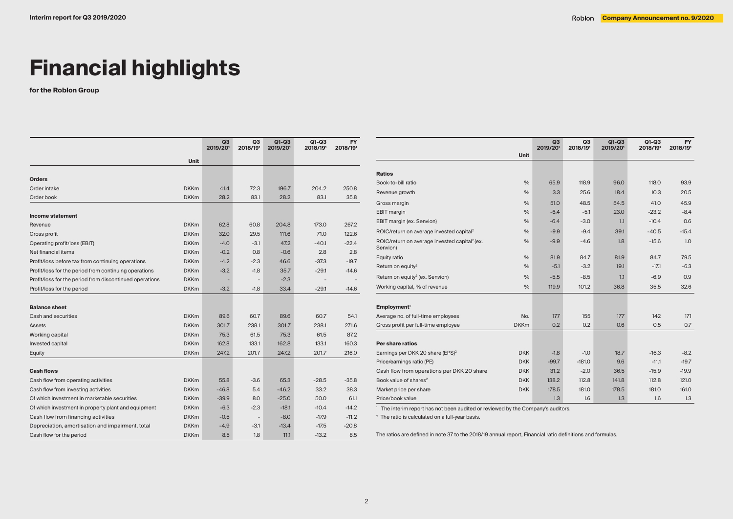# Financial highlights

**for the Roblon Group**

| | Unit | Q3 2019/20[1] | Q3 2018/19[1] | Q1-Q3 2019/20[1] | Q1-Q3 2018/19[1] | FY 2018/19[1] |
|---|---|---|---|---|---|---|
| **Orders** | | | | | | |
| Order intake | DKKm | 41.4 | 72.3 | 196.7 | 204.2 | 250.8 |
| Order book | DKKm | 28.2 | 83.1 | 28.2 | 83.1 | 35.8 |
| **Income statement** | | | | | | |
| Revenue | DKKm | 62.8 | 60.8 | 204.8 | 173.0 | 267.2 |
| Gross profit | DKKm | 32.0 | 29.5 | 111.6 | 71.0 | 122.6 |
| Operating profit/loss (EBIT) | DKKm | -4.0 | -3.1 | 47.2 | -40.1 | -22.4 |
| Net financial items | DKKm | -0.2 | 0.8 | -0.6 | 2.8 | 2.8 |
| Profit/loss before tax from continuing operations | DKKm | -4.2 | -2.3 | 46.6 | -37.3 | -19.7 |
| Profit/loss for the period from continuing operations | DKKm | -3.2 | -1.8 | 35.7 | -29.1 | -14.6 |
| Profit/loss for the period from discontinued operations | DKKm | - | - | -2.3 | - | - |
| Profit/loss for the period | DKKm | -3.2 | -1.8 | 33.4 | -29.1 | -14.6 |
| **Balance sheet** | | | | | | |
| Cash and securities | DKKm | 89.6 | 60.7 | 89.6 | 60.7 | 54.1 |
| Assets | DKKm | 301.7 | 238.1 | 301.7 | 238.1 | 271.6 |
| Working capital | DKKm | 75.3 | 61.5 | 75.3 | 61.5 | 87.2 |
| Invested capital | DKKm | 162.8 | 133.1 | 162.8 | 133.1 | 160.3 |
| Equity | DKKm | 247.2 | 201.7 | 247.2 | 201.7 | 216.0 |
| **Cash flows** | | | | | | |
| Cash flow from operating activities | DKKm | 55.8 | -3.6 | 65.3 | -28.5 | -35.8 |
| Cash flow from investing activities | DKKm | -46.8 | 5.4 | -46.2 | 33.2 | 38.3 |
| Of which investment in marketable securities | DKKm | -39.9 | 8.0 | -25.0 | 50.0 | 61.1 |
| Of which investment in property plant and equipment | DKKm | -6.3 | -2.3 | -18.1 | -10.4 | -14.2 |
| Cash flow from financing activities | DKKm | -0.5 | - | -8.0 | -17.9 | -11.2 |
| Depreciation, amortisation and impairment, total | DKKm | -4.9 | -3.1 | -13.4 | -17.5 | -20.8 |
| Cash flow for the period | DKKm | 8.5 | 1.8 | 11.1 | -13.2 | 8.5 |

| | Unit | Q3 2019/20[1] | Q3 2018/19[1] | Q1-Q3 2019/20[1] | Q1-Q3 2018/19[1] | FY 2018/19[1] |
|---|---|---|---|---|---|---|
| **Ratios** | | | | | | |
| Book-to-bill ratio | % | 65.9 | 118.9 | 96.0 | 118.0 | 93.9 |
| Revenue growth | % | 3.3 | 25.6 | 18.4 | 10.3 | 20.5 |
| Gross margin | % | 51.0 | 48.5 | 54.5 | 41.0 | 45.9 |
| EBIT margin | % | -6.4 | -5.1 | 23.0 | -23.2 | -8.4 |
| EBIT margin (ex. Senvion) | % | -6.4 | -3.0 | 1.1 | -10.4 | 0.6 |
| ROIC/return on average invested capital[2] | % | -9.9 | -9.4 | 39.1 | -40.5 | -15.4 |
| ROIC/return on average invested capital[2] (ex. Senvion) | % | -9.9 | -4.6 | 1.8 | -15.6 | 1.0 |
| Equity ratio | % | 81.9 | 84.7 | 81.9 | 84.7 | 79.5 |
| Return on equity[2] | % | -5.1 | -3.2 | 19.1 | -17.1 | -6.3 |
| Return on equity[2] (ex. Senvion) | % | -5.5 | -8.5 | 1.1 | -6.9 | 0.9 |
| Working capital, % of revenue | % | 119.9 | 101.2 | 36.8 | 35.5 | 32.6 |
| **Employment**[3] | | | | | | |
| Average no. of full-time employees | No. | 177 | 155 | 177 | 142 | 171 |
| Gross profit per full-time employee | DKKm | 0.2 | 0.2 | 0.6 | 0.5 | 0.7 |
| **Per share ratios** | | | | | | |
| Earnings per DKK 20 share (EPS)[2] | DKK | -1.8 | -1.0 | 18.7 | -16.3 | -8.2 |
| Price/earnings ratio (PE) | DKK | -99.7 | -181.0 | 9.6 | -11.1 | -19.7 |
| Cash flow from operations per DKK 20 share | DKK | 31.2 | -2.0 | 36.5 | -15.9 | -19.9 |
| Book value of shares[2] | DKK | 138.2 | 112.8 | 141.8 | 112.8 | 121.0 |
| Market price per share | DKK | 178.5 | 181.0 | 178.5 | 181.0 | 161.0 |
| Price/book value | | 1.3 | 1.6 | 1.3 | 1.6 | 1.3 |

[1] The interim report has not been audited or reviewed by the Company's auditors.

[2] The ratio is calculated on a full-year basis.

The ratios are defined in note 37 to the 2018/19 annual report, Financial ratio definitions and formulas.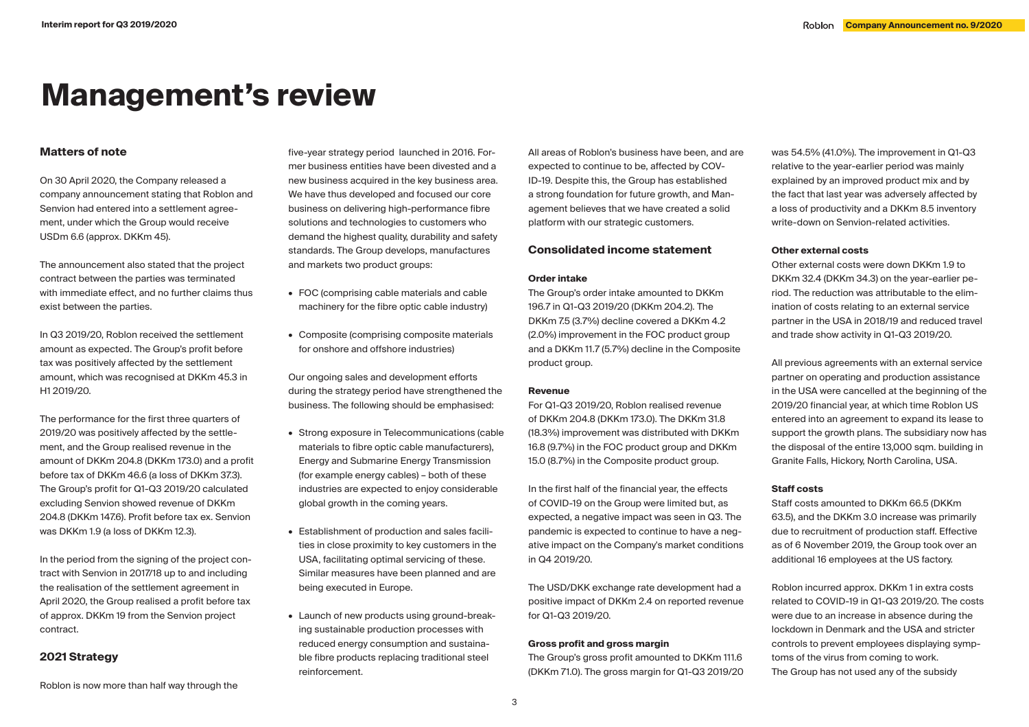# Management's review

## Matters of note

On 30 April 2020, the Company released a company announcement stating that Roblon and Senvion had entered into a settlement agreement, under which the Group would receive USDm 6.6 (approx. DKKm 45).

The announcement also stated that the project contract between the parties was terminated with immediate effect, and no further claims thus exist between the parties.

In Q3 2019/20, Roblon received the settlement amount as expected. The Group's profit before tax was positively affected by the settlement amount, which was recognised at DKKm 45.3 in H1 2019/20.

The performance for the first three quarters of 2019/20 was positively affected by the settlement, and the Group realised revenue in the amount of DKKm 204.8 (DKKm 173.0) and a profit before tax of DKKm 46.6 (a loss of DKKm 37.3). The Group's profit for Q1-Q3 2019/20 calculated excluding Senvion showed revenue of DKKm 204.8 (DKKm 147.6). Profit before tax ex. Senvion was DKKm 1.9 (a loss of DKKm 12.3).

In the period from the signing of the project contract with Senvion in 2017/18 up to and including the realisation of the settlement agreement in April 2020, the Group realised a profit before tax of approx. DKKm 19 from the Senvion project contract.

## 2021 Strategy

Roblon is now more than half way through the five-year strategy period launched in 2016. Former business entities have been divested and a new business acquired in the key business area. We have thus developed and focused our core business on delivering high-performance fibre solutions and technologies to customers who demand the highest quality, durability and safety standards. The Group develops, manufactures and markets two product groups:

- FOC (comprising cable materials and cable machinery for the fibre optic cable industry)
- Composite (comprising composite materials for onshore and offshore industries)

Our ongoing sales and development efforts during the strategy period have strengthened the business. The following should be emphasised:

- Strong exposure in Telecommunications (cable materials to fibre optic cable manufacturers), Energy and Submarine Energy Transmission (for example energy cables) – both of these industries are expected to enjoy considerable global growth in the coming years.
- Establishment of production and sales facilities in close proximity to key customers in the USA, facilitating optimal servicing of these. Similar measures have been planned and are being executed in Europe.
- Launch of new products using ground-breaking sustainable production processes with reduced energy consumption and sustainable fibre products replacing traditional steel reinforcement.

All areas of Roblon's business have been, and are expected to continue to be, affected by COVID-19. Despite this, the Group has established a strong foundation for future growth, and Management believes that we have created a solid platform with our strategic customers.

## Consolidated income statement

### Order intake

The Group's order intake amounted to DKKm 196.7 in Q1-Q3 2019/20 (DKKm 204.2). The DKKm 7.5 (3.7%) decline covered a DKKm 4.2 (2.0%) improvement in the FOC product group and a DKKm 11.7 (5.7%) decline in the Composite product group.

### Revenue

For Q1-Q3 2019/20, Roblon realised revenue of DKKm 204.8 (DKKm 173.0). The DKKm 31.8 (18.3%) improvement was distributed with DKKm 16.8 (9.7%) in the FOC product group and DKKm 15.0 (8.7%) in the Composite product group.

In the first half of the financial year, the effects of COVID-19 on the Group were limited but, as expected, a negative impact was seen in Q3. The pandemic is expected to continue to have a negative impact on the Company's market conditions in Q4 2019/20.

The USD/DKK exchange rate development had a positive impact of DKKm 2.4 on reported revenue for Q1-Q3 2019/20.

### Gross profit and gross margin

The Group's gross profit amounted to DKKm 111.6 (DKKm 71.0). The gross margin for Q1-Q3 2019/20 was 54.5% (41.0%). The improvement in Q1-Q3 relative to the year-earlier period was mainly explained by an improved product mix and by the fact that last year was adversely affected by a loss of productivity and a DKKm 8.5 inventory write-down on Senvion-related activities.

### Other external costs

Other external costs were down DKKm 1.9 to DKKm 32.4 (DKKm 34.3) on the year-earlier period. The reduction was attributable to the elimination of costs relating to an external service partner in the USA in 2018/19 and reduced travel and trade show activity in Q1-Q3 2019/20.

All previous agreements with an external service partner on operating and production assistance in the USA were cancelled at the beginning of the 2019/20 financial year, at which time Roblon US entered into an agreement to expand its lease to support the growth plans. The subsidiary now has the disposal of the entire 13,000 sqm. building in Granite Falls, Hickory, North Carolina, USA.

### Staff costs

Staff costs amounted to DKKm 66.5 (DKKm 63.5), and the DKKm 3.0 increase was primarily due to recruitment of production staff. Effective as of 6 November 2019, the Group took over an additional 16 employees at the US factory.

Roblon incurred approx. DKKm 1 in extra costs related to COVID-19 in Q1-Q3 2019/20. The costs were due to an increase in absence during the lockdown in Denmark and the USA and stricter controls to prevent employees displaying symptoms of the virus from coming to work.
The Group has not used any of the subsidy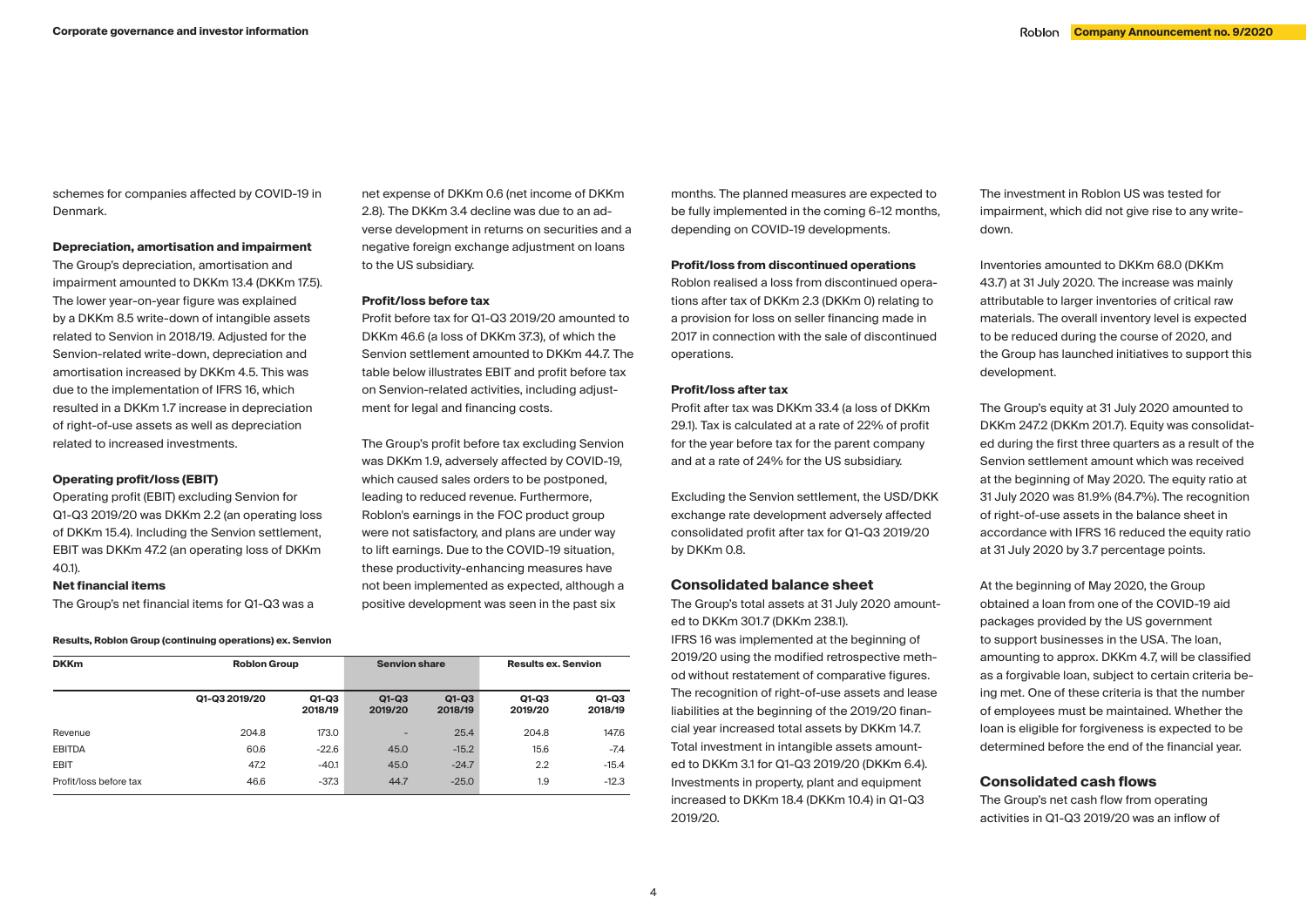schemes for companies affected by COVID-19 in Denmark.

**Depreciation, amortisation and impairment**

The Group's depreciation, amortisation and impairment amounted to DKKm 13.4 (DKKm 17.5). The lower year-on-year figure was explained by a DKKm 8.5 write-down of intangible assets related to Senvion in 2018/19. Adjusted for the Senvion-related write-down, depreciation and amortisation increased by DKKm 4.5. This was due to the implementation of IFRS 16, which resulted in a DKKm 1.7 increase in depreciation of right-of-use assets as well as depreciation related to increased investments.

**Operating profit/loss (EBIT)**

Operating profit (EBIT) excluding Senvion for Q1-Q3 2019/20 was DKKm 2.2 (an operating loss of DKKm 15.4). Including the Senvion settlement, EBIT was DKKm 47.2 (an operating loss of DKKm 40.1).

**Net financial items**

The Group's net financial items for Q1-Q3 was a net expense of DKKm 0.6 (net income of DKKm 2.8). The DKKm 3.4 decline was due to an adverse development in returns on securities and a negative foreign exchange adjustment on loans to the US subsidiary.

**Profit/loss before tax**

Profit before tax for Q1-Q3 2019/20 amounted to DKKm 46.6 (a loss of DKKm 37.3), of which the Senvion settlement amounted to DKKm 44.7. The table below illustrates EBIT and profit before tax on Senvion-related activities, including adjustment for legal and financing costs.

The Group's profit before tax excluding Senvion was DKKm 1.9, adversely affected by COVID-19, which caused sales orders to be postponed, leading to reduced revenue. Furthermore, Roblon's earnings in the FOC product group were not satisfactory, and plans are under way to lift earnings. Due to the COVID-19 situation, these productivity-enhancing measures have not been implemented as expected, although a positive development was seen in the past six months. The planned measures are expected to be fully implemented in the coming 6-12 months, depending on COVID-19 developments.

**Results, Roblon Group (continuing operations) ex. Senvion**

| DKKm | Roblon Group | | Senvion share | | Results ex. Senvion | |
|---|---|---|---|---|---|---|
| | Q1-Q3 2019/20 | Q1-Q3 2018/19 | Q1-Q3 2019/20 | Q1-Q3 2018/19 | Q1-Q3 2019/20 | Q1-Q3 2018/19 |
| Revenue | 204.8 | 173.0 | - | 25.4 | 204.8 | 147.6 |
| EBITDA | 60.6 | -22.6 | 45.0 | -15.2 | 15.6 | -7.4 |
| EBIT | 47.2 | -40.1 | 45.0 | -24.7 | 2.2 | -15.4 |
| Profit/loss before tax | 46.6 | -37.3 | 44.7 | -25.0 | 1.9 | -12.3 |

**Profit/loss from discontinued operations**

Roblon realised a loss from discontinued operations after tax of DKKm 2.3 (DKKm 0) relating to a provision for loss on seller financing made in 2017 in connection with the sale of discontinued operations.

**Profit/loss after tax**

Profit after tax was DKKm 33.4 (a loss of DKKm 29.1). Tax is calculated at a rate of 22% of profit for the year before tax for the parent company and at a rate of 24% for the US subsidiary.

Excluding the Senvion settlement, the USD/DKK exchange rate development adversely affected consolidated profit after tax for Q1-Q3 2019/20 by DKKm 0.8.

## Consolidated balance sheet

The Group's total assets at 31 July 2020 amounted to DKKm 301.7 (DKKm 238.1).

IFRS 16 was implemented at the beginning of 2019/20 using the modified retrospective method without restatement of comparative figures. The recognition of right-of-use assets and lease liabilities at the beginning of the 2019/20 financial year increased total assets by DKKm 14.7.

Total investment in intangible assets amounted to DKKm 3.1 for Q1-Q3 2019/20 (DKKm 6.4). Investments in property, plant and equipment increased to DKKm 18.4 (DKKm 10.4) in Q1-Q3 2019/20.

The investment in Roblon US was tested for impairment, which did not give rise to any write-down.

Inventories amounted to DKKm 68.0 (DKKm 43.7) at 31 July 2020. The increase was mainly attributable to larger inventories of critical raw materials. The overall inventory level is expected to be reduced during the course of 2020, and the Group has launched initiatives to support this development.

The Group's equity at 31 July 2020 amounted to DKKm 247.2 (DKKm 201.7). Equity was consolidated during the first three quarters as a result of the Senvion settlement amount which was received at the beginning of May 2020. The equity ratio at 31 July 2020 was 81.9% (84.7%). The recognition of right-of-use assets in the balance sheet in accordance with IFRS 16 reduced the equity ratio at 31 July 2020 by 3.7 percentage points.

At the beginning of May 2020, the Group obtained a loan from one of the COVID-19 aid packages provided by the US government to support businesses in the USA. The loan, amounting to approx. DKKm 4.7, will be classified as a forgivable loan, subject to certain criteria being met. One of these criteria is that the number of employees must be maintained. Whether the loan is eligible for forgiveness is expected to be determined before the end of the financial year.

## Consolidated cash flows

The Group's net cash flow from operating activities in Q1-Q3 2019/20 was an inflow of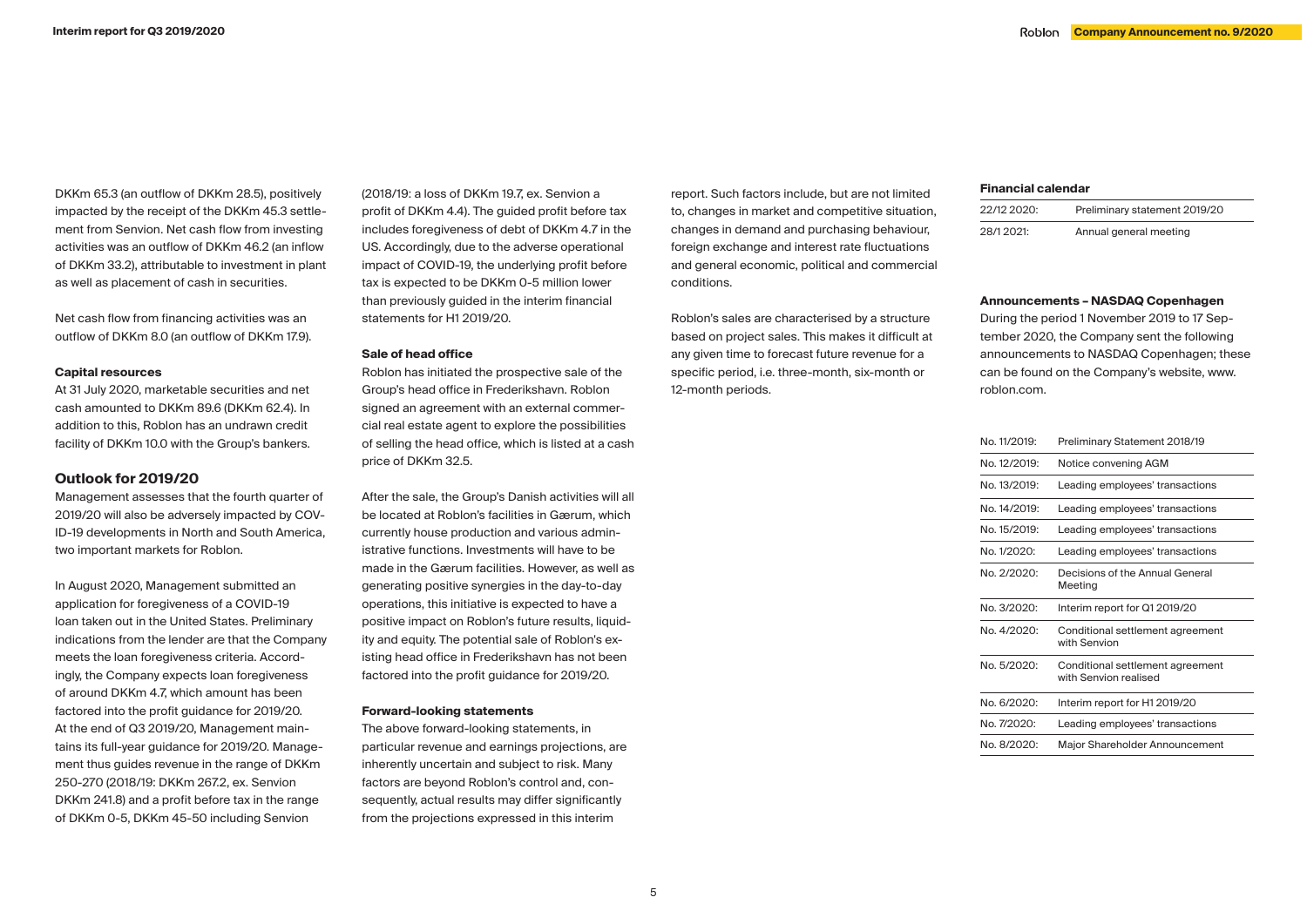DKKm 65.3 (an outflow of DKKm 28.5), positively impacted by the receipt of the DKKm 45.3 settlement from Senvion. Net cash flow from investing activities was an outflow of DKKm 46.2 (an inflow of DKKm 33.2), attributable to investment in plant as well as placement of cash in securities.

Net cash flow from financing activities was an outflow of DKKm 8.0 (an outflow of DKKm 17.9).

**Capital resources**

At 31 July 2020, marketable securities and net cash amounted to DKKm 89.6 (DKKm 62.4). In addition to this, Roblon has an undrawn credit facility of DKKm 10.0 with the Group's bankers.

## Outlook for 2019/20

Management assesses that the fourth quarter of 2019/20 will also be adversely impacted by COVID-19 developments in North and South America, two important markets for Roblon.

In August 2020, Management submitted an application for foregiveness of a COVID-19 loan taken out in the United States. Preliminary indications from the lender are that the Company meets the loan foregiveness criteria. Accordingly, the Company expects loan foregiveness of around DKKm 4.7, which amount has been factored into the profit guidance for 2019/20. At the end of Q3 2019/20, Management maintains its full-year guidance for 2019/20. Management thus guides revenue in the range of DKKm 250-270 (2018/19: DKKm 267.2, ex. Senvion DKKm 241.8) and a profit before tax in the range of DKKm 0-5, DKKm 45-50 including Senvion (2018/19: a loss of DKKm 19.7, ex. Senvion a profit of DKKm 4.4). The guided profit before tax includes foregiveness of debt of DKKm 4.7 in the US. Accordingly, due to the adverse operational impact of COVID-19, the underlying profit before tax is expected to be DKKm 0-5 million lower than previously guided in the interim financial statements for H1 2019/20.

**Sale of head office**

Roblon has initiated the prospective sale of the Group's head office in Frederikshavn. Roblon signed an agreement with an external commercial real estate agent to explore the possibilities of selling the head office, which is listed at a cash price of DKKm 32.5.

After the sale, the Group's Danish activities will all be located at Roblon's facilities in Gærum, which currently house production and various administrative functions. Investments will have to be made in the Gærum facilities. However, as well as generating positive synergies in the day-to-day operations, this initiative is expected to have a positive impact on Roblon's future results, liquidity and equity. The potential sale of Roblon's existing head office in Frederikshavn has not been factored into the profit guidance for 2019/20.

**Forward-looking statements**

The above forward-looking statements, in particular revenue and earnings projections, are inherently uncertain and subject to risk. Many factors are beyond Roblon's control and, consequently, actual results may differ significantly from the projections expressed in this interim report. Such factors include, but are not limited to, changes in market and competitive situation, changes in demand and purchasing behaviour, foreign exchange and interest rate fluctuations and general economic, political and commercial conditions.

Roblon's sales are characterised by a structure based on project sales. This makes it difficult at any given time to forecast future revenue for a specific period, i.e. three-month, six-month or 12-month periods.

**Financial calendar**

| | |
|---|---|
| 22/12 2020: | Preliminary statement 2019/20 |
| 28/1 2021: | Annual general meeting |

**Announcements – NASDAQ Copenhagen**

During the period 1 November 2019 to 17 September 2020, the Company sent the following announcements to NASDAQ Copenhagen; these can be found on the Company's website, www.roblon.com.

| | |
|---|---|
| No. 11/2019: | Preliminary Statement 2018/19 |
| No. 12/2019: | Notice convening AGM |
| No. 13/2019: | Leading employees' transactions |
| No. 14/2019: | Leading employees' transactions |
| No. 15/2019: | Leading employees' transactions |
| No. 1/2020: | Leading employees' transactions |
| No. 2/2020: | Decisions of the Annual General Meeting |
| No. 3/2020: | Interim report for Q1 2019/20 |
| No. 4/2020: | Conditional settlement agreement with Senvion |
| No. 5/2020: | Conditional settlement agreement with Senvion realised |
| No. 6/2020: | Interim report for H1 2019/20 |
| No. 7/2020: | Leading employees' transactions |
| No. 8/2020: | Major Shareholder Announcement |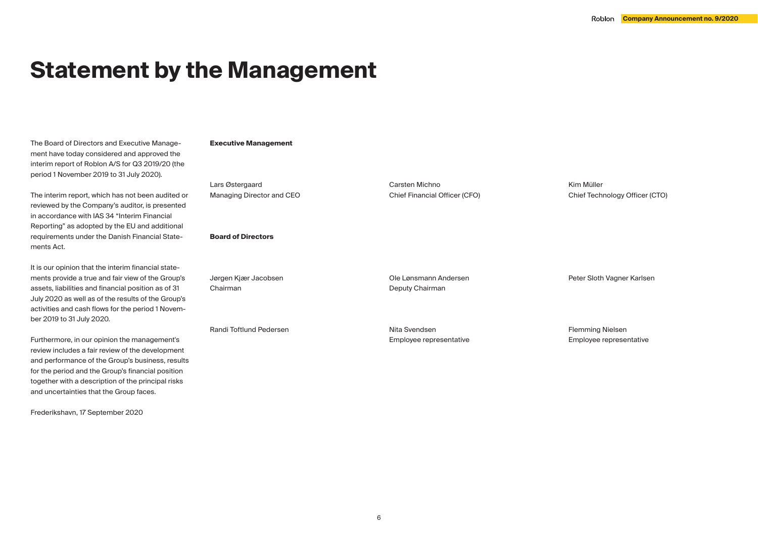# Statement by the Management

The Board of Directors and Executive Management have today considered and approved the interim report of Roblon A/S for Q3 2019/20 (the period 1 November 2019 to 31 July 2020).

The interim report, which has not been audited or reviewed by the Company's auditor, is presented in accordance with IAS 34 "Interim Financial Reporting" as adopted by the EU and additional requirements under the Danish Financial Statements Act.

It is our opinion that the interim financial statements provide a true and fair view of the Group's assets, liabilities and financial position as of 31 July 2020 as well as of the results of the Group's activities and cash flows for the period 1 November 2019 to 31 July 2020.

Furthermore, in our opinion the management's review includes a fair review of the development and performance of the Group's business, results for the period and the Group's financial position together with a description of the principal risks and uncertainties that the Group faces.

Frederikshavn, 17 September 2020

**Executive Management**

Lars Østergaard
Managing Director and CEO

Carsten Michno
Chief Financial Officer (CFO)

Kim Müller
Chief Technology Officer (CTO)

**Board of Directors**

Jørgen Kjær Jacobsen
Chairman

Ole Lønsmann Andersen
Deputy Chairman

Peter Sloth Vagner Karlsen

Randi Toftlund Pedersen

Nita Svendsen
Employee representative

Flemming Nielsen
Employee representative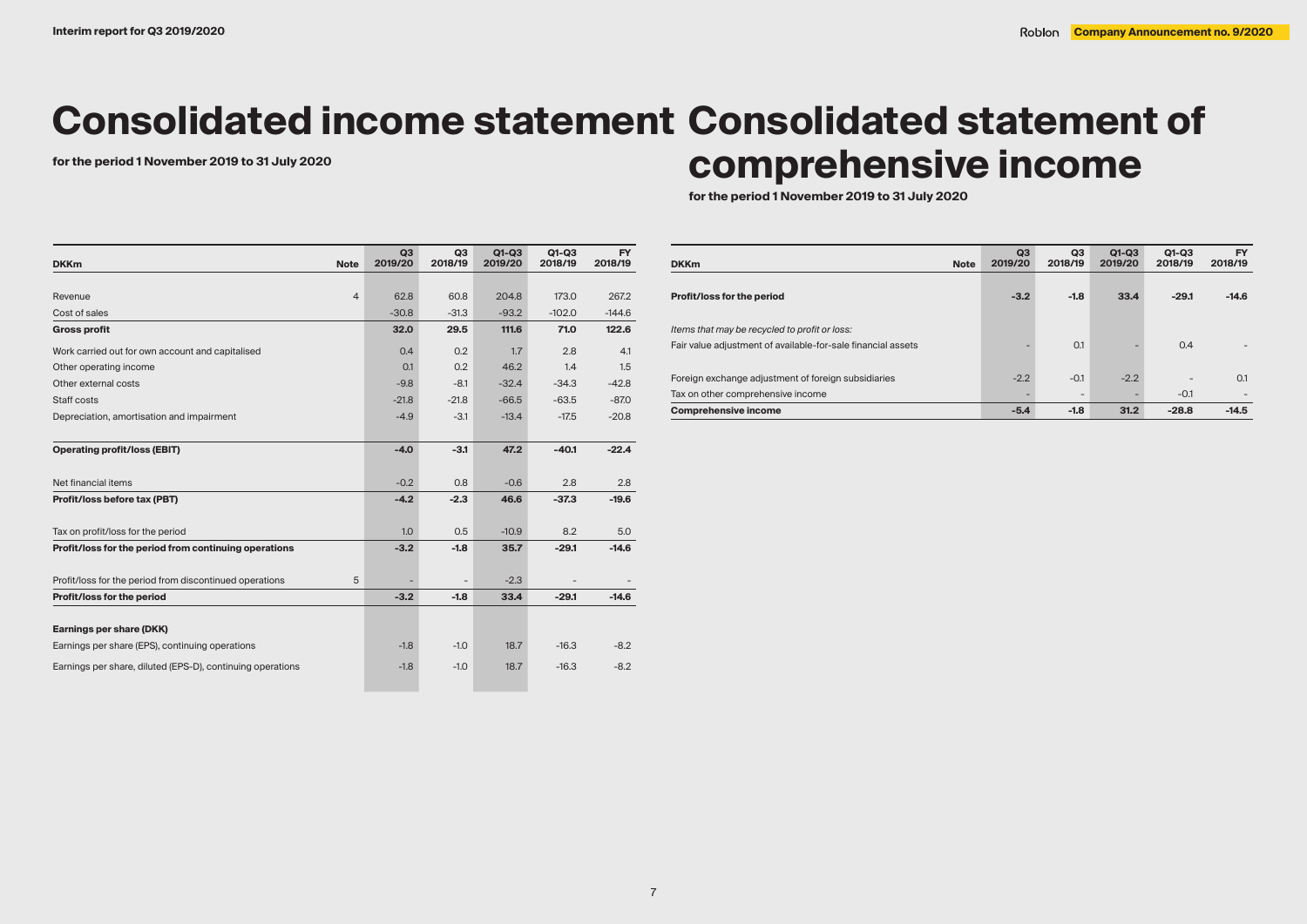# Consolidated income statement

**for the period 1 November 2019 to 31 July 2020**

| DKKm | Note | Q3 2019/20 | Q3 2018/19 | Q1-Q3 2019/20 | Q1-Q3 2018/19 | FY 2018/19 |
|---|---|---|---|---|---|---|
| Revenue | 4 | 62.8 | 60.8 | 204.8 | 173.0 | 267.2 |
| Cost of sales | | -30.8 | -31.3 | -93.2 | -102.0 | -144.6 |
| **Gross profit** | | **32.0** | **29.5** | **111.6** | **71.0** | **122.6** |
| Work carried out for own account and capitalised | | 0.4 | 0.2 | 1.7 | 2.8 | 4.1 |
| Other operating income | | 0.1 | 0.2 | 46.2 | 1.4 | 1.5 |
| Other external costs | | -9.8 | -8.1 | -32.4 | -34.3 | -42.8 |
| Staff costs | | -21.8 | -21.8 | -66.5 | -63.5 | -87.0 |
| Depreciation, amortisation and impairment | | -4.9 | -3.1 | -13.4 | -17.5 | -20.8 |
| **Operating profit/loss (EBIT)** | | **-4.0** | **-3.1** | **47.2** | **-40.1** | **-22.4** |
| Net financial items | | -0.2 | 0.8 | -0.6 | 2.8 | 2.8 |
| **Profit/loss before tax (PBT)** | | **-4.2** | **-2.3** | **46.6** | **-37.3** | **-19.6** |
| Tax on profit/loss for the period | | 1.0 | 0.5 | -10.9 | 8.2 | 5.0 |
| **Profit/loss for the period from continuing operations** | | **-3.2** | **-1.8** | **35.7** | **-29.1** | **-14.6** |
| Profit/loss for the period from discontinued operations | 5 | - | - | -2.3 | - | - |
| **Profit/loss for the period** | | **-3.2** | **-1.8** | **33.4** | **-29.1** | **-14.6** |
| **Earnings per share (DKK)** | | | | | | |
| Earnings per share (EPS), continuing operations | | -1.8 | -1.0 | 18.7 | -16.3 | -8.2 |
| Earnings per share, diluted (EPS-D), continuing operations | | -1.8 | -1.0 | 18.7 | -16.3 | -8.2 |

# Consolidated statement of comprehensive income

**for the period 1 November 2019 to 31 July 2020**

| DKKm | Note | Q3 2019/20 | Q3 2018/19 | Q1-Q3 2019/20 | Q1-Q3 2018/19 | FY 2018/19 |
|---|---|---|---|---|---|---|
| **Profit/loss for the period** | | **-3.2** | **-1.8** | **33.4** | **-29.1** | **-14.6** |
| *Items that may be recycled to profit or loss:* | | | | | | |
| Fair value adjustment of available-for-sale financial assets | | - | 0.1 | - | 0.4 | - |
| Foreign exchange adjustment of foreign subsidiaries | | -2.2 | -0.1 | -2.2 | - | 0.1 |
| Tax on other comprehensive income | | - | - | - | -0.1 | - |
| **Comprehensive income** | | **-5.4** | **-1.8** | **31.2** | **-28.8** | **-14.5** |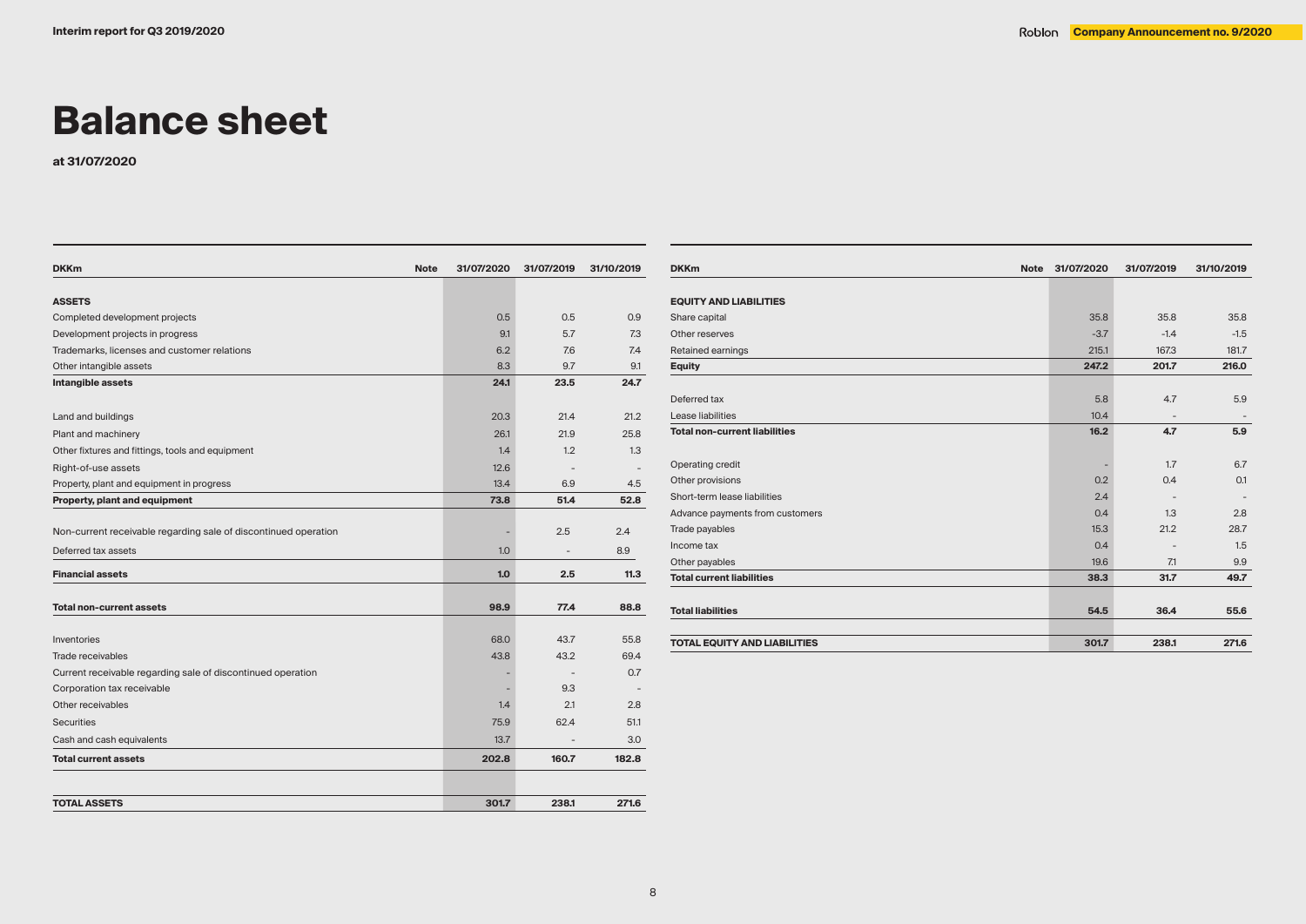# Balance sheet

**at 31/07/2020**

| DKKm | Note | 31/07/2020 | 31/07/2019 | 31/10/2019 |
|---|---|---|---|---|
| **ASSETS** | | | | |
| Completed development projects | | 0.5 | 0.5 | 0.9 |
| Development projects in progress | | 9.1 | 5.7 | 7.3 |
| Trademarks, licenses and customer relations | | 6.2 | 7.6 | 7.4 |
| Other intangible assets | | 8.3 | 9.7 | 9.1 |
| **Intangible assets** | | **24.1** | **23.5** | **24.7** |
| Land and buildings | | 20.3 | 21.4 | 21.2 |
| Plant and machinery | | 26.1 | 21.9 | 25.8 |
| Other fixtures and fittings, tools and equipment | | 1.4 | 1.2 | 1.3 |
| Right-of-use assets | | 12.6 | - | - |
| Property, plant and equipment in progress | | 13.4 | 6.9 | 4.5 |
| **Property, plant and equipment** | | **73.8** | **51.4** | **52.8** |
| Non-current receivable regarding sale of discontinued operation | | - | 2.5 | 2.4 |
| Deferred tax assets | | 1.0 | - | 8.9 |
| **Financial assets** | | **1.0** | **2.5** | **11.3** |
| **Total non-current assets** | | **98.9** | **77.4** | **88.8** |
| Inventories | | 68.0 | 43.7 | 55.8 |
| Trade receivables | | 43.8 | 43.2 | 69.4 |
| Current receivable regarding sale of discontinued operation | | - | - | 0.7 |
| Corporation tax receivable | | - | 9.3 | - |
| Other receivables | | 1.4 | 2.1 | 2.8 |
| Securities | | 75.9 | 62.4 | 51.1 |
| Cash and cash equivalents | | 13.7 | - | 3.0 |
| **Total current assets** | | **202.8** | **160.7** | **182.8** |
| **TOTAL ASSETS** | | **301.7** | **238.1** | **271.6** |

| DKKm | Note | 31/07/2020 | 31/07/2019 | 31/10/2019 |
|---|---|---|---|---|
| **EQUITY AND LIABILITIES** | | | | |
| Share capital | | 35.8 | 35.8 | 35.8 |
| Other reserves | | -3.7 | -1.4 | -1.5 |
| Retained earnings | | 215.1 | 167.3 | 181.7 |
| **Equity** | | **247.2** | **201.7** | **216.0** |
| Deferred tax | | 5.8 | 4.7 | 5.9 |
| Lease liabilities | | 10.4 | - | - |
| **Total non-current liabilities** | | **16.2** | **4.7** | **5.9** |
| Operating credit | | - | 1.7 | 6.7 |
| Other provisions | | 0.2 | 0.4 | 0.1 |
| Short-term lease liabilities | | 2.4 | - | - |
| Advance payments from customers | | 0.4 | 1.3 | 2.8 |
| Trade payables | | 15.3 | 21.2 | 28.7 |
| Income tax | | 0.4 | - | 1.5 |
| Other payables | | 19.6 | 7.1 | 9.9 |
| **Total current liabilities** | | **38.3** | **31.7** | **49.7** |
| **Total liabilities** | | **54.5** | **36.4** | **55.6** |
| **TOTAL EQUITY AND LIABILITIES** | | **301.7** | **238.1** | **271.6** |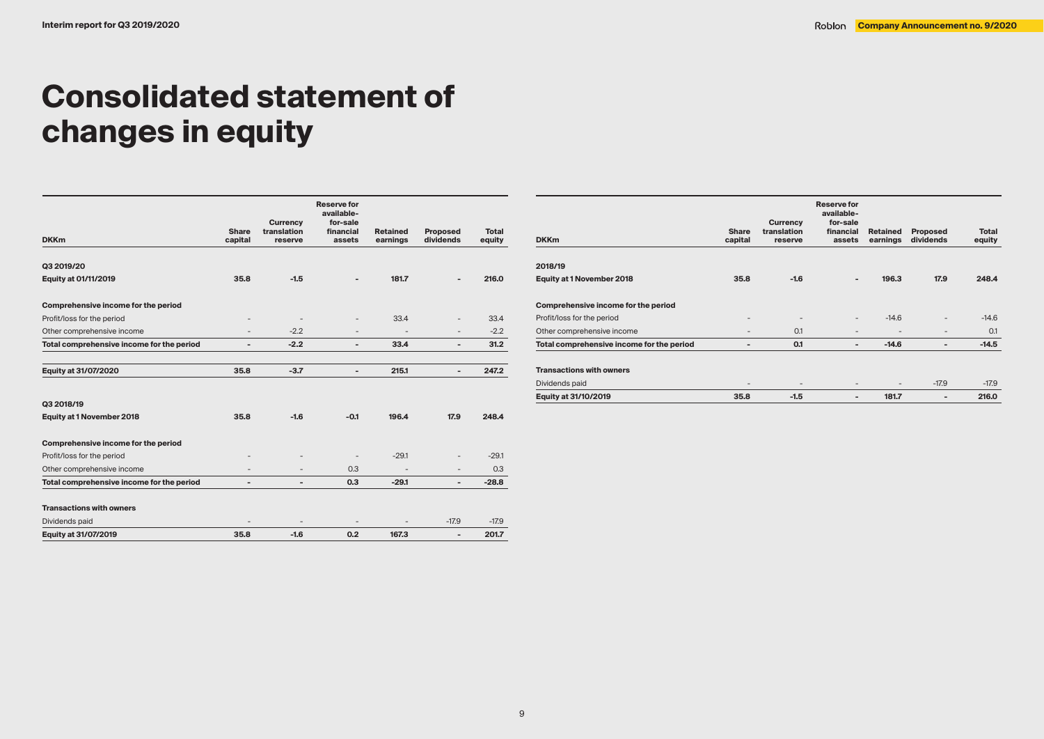# Consolidated statement of changes in equity

| DKKm | Share capital | Currency translation reserve | Reserve for available-for-sale financial assets | Retained earnings | Proposed dividends | Total equity |
|---|---|---|---|---|---|---|
| **Q3 2019/20** | | | | | | |
| **Equity at 01/11/2019** | **35.8** | **-1.5** | **-** | **181.7** | **-** | **216.0** |
| **Comprehensive income for the period** | | | | | | |
| Profit/loss for the period | - | - | - | 33.4 | - | 33.4 |
| Other comprehensive income | - | -2.2 | - | - | - | -2.2 |
| **Total comprehensive income for the period** | **-** | **-2.2** | **-** | **33.4** | **-** | **31.2** |
| **Equity at 31/07/2020** | **35.8** | **-3.7** | **-** | **215.1** | **-** | **247.2** |
| **Q3 2018/19** | | | | | | |
| **Equity at 1 November 2018** | **35.8** | **-1.6** | **-0.1** | **196.4** | **17.9** | **248.4** |
| **Comprehensive income for the period** | | | | | | |
| Profit/loss for the period | - | - | - | -29.1 | - | -29.1 |
| Other comprehensive income | - | - | 0.3 | - | - | 0.3 |
| **Total comprehensive income for the period** | **-** | **-** | **0.3** | **-29.1** | **-** | **-28.8** |
| **Transactions with owners** | | | | | | |
| Dividends paid | - | - | - | - | -17.9 | -17.9 |
| **Equity at 31/07/2019** | **35.8** | **-1.6** | **0.2** | **167.3** | **-** | **201.7** |

| DKKm | Share capital | Currency translation reserve | Reserve for available-for-sale financial assets | Retained earnings | Proposed dividends | Total equity |
|---|---|---|---|---|---|---|
| **2018/19** | | | | | | |
| **Equity at 1 November 2018** | **35.8** | **-1.6** | **-** | **196.3** | **17.9** | **248.4** |
| **Comprehensive income for the period** | | | | | | |
| Profit/loss for the period | - | - | - | -14.6 | - | -14.6 |
| Other comprehensive income | - | 0.1 | - | - | - | 0.1 |
| **Total comprehensive income for the period** | **-** | **0.1** | **-** | **-14.6** | **-** | **-14.5** |
| **Transactions with owners** | | | | | | |
| Dividends paid | - | - | - | - | -17.9 | -17.9 |
| **Equity at 31/10/2019** | **35.8** | **-1.5** | **-** | **181.7** | **-** | **216.0** |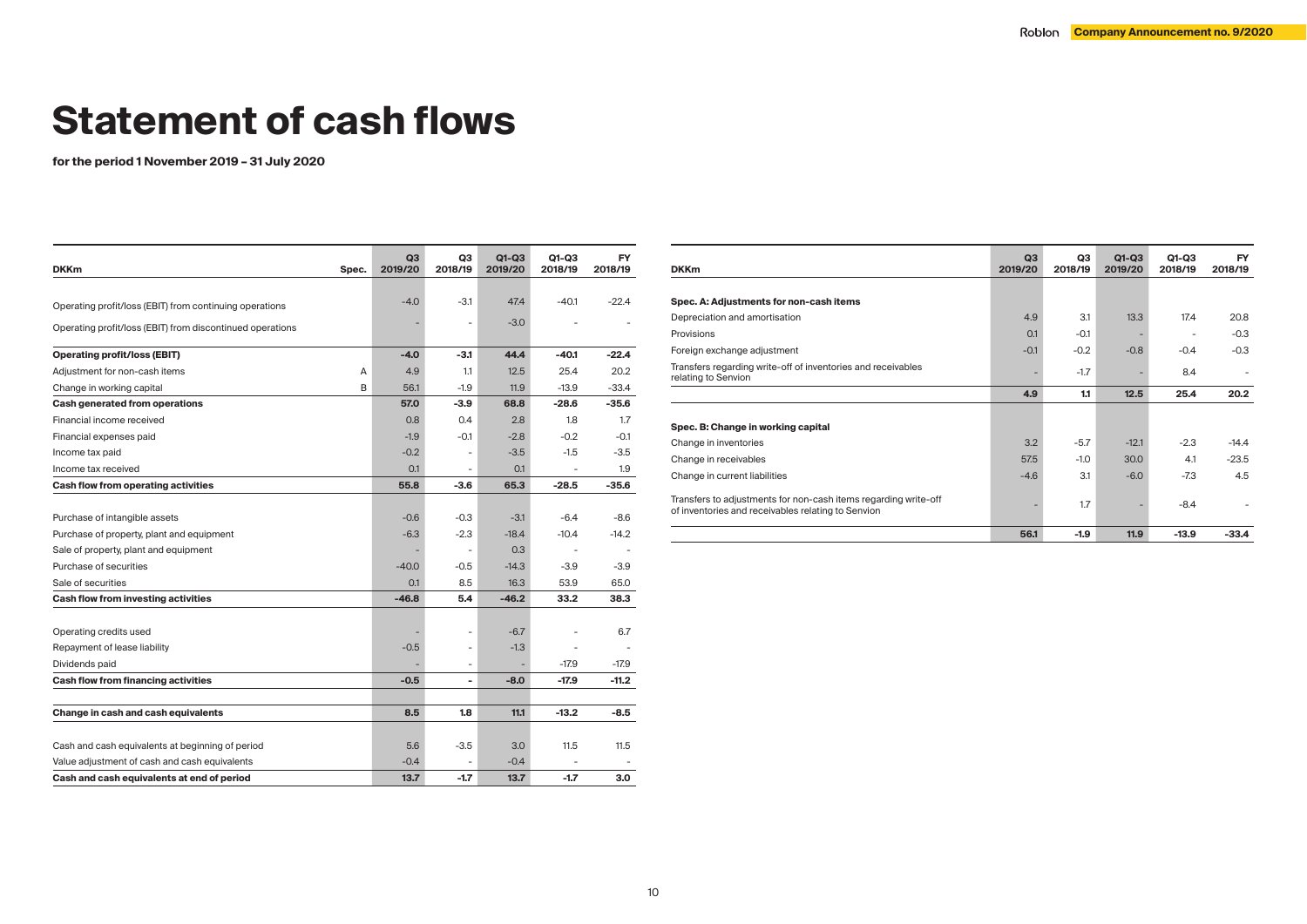# Statement of cash flows

**for the period 1 November 2019 – 31 July 2020**

| DKKm | Spec. | Q3 2019/20 | Q3 2018/19 | Q1-Q3 2019/20 | Q1-Q3 2018/19 | FY 2018/19 |
|---|---|---|---|---|---|---|
| Operating profit/loss (EBIT) from continuing operations | | -4.0 | -3.1 | 47.4 | -40.1 | -22.4 |
| Operating profit/loss (EBIT) from discontinued operations | | - | - | -3.0 | - | - |
| **Operating profit/loss (EBIT)** | | **-4.0** | **-3.1** | **44.4** | **-40.1** | **-22.4** |
| Adjustment for non-cash items | A | 4.9 | 1.1 | 12.5 | 25.4 | 20.2 |
| Change in working capital | B | 56.1 | -1.9 | 11.9 | -13.9 | -33.4 |
| **Cash generated from operations** | | **57.0** | **-3.9** | **68.8** | **-28.6** | **-35.6** |
| Financial income received | | 0.8 | 0.4 | 2.8 | 1.8 | 1.7 |
| Financial expenses paid | | -1.9 | -0.1 | -2.8 | -0.2 | -0.1 |
| Income tax paid | | -0.2 | - | -3.5 | -1.5 | -3.5 |
| Income tax received | | 0.1 | - | 0.1 | - | 1.9 |
| **Cash flow from operating activities** | | **55.8** | **-3.6** | **65.3** | **-28.5** | **-35.6** |
| Purchase of intangible assets | | -0.6 | -0.3 | -3.1 | -6.4 | -8.6 |
| Purchase of property, plant and equipment | | -6.3 | -2.3 | -18.4 | -10.4 | -14.2 |
| Sale of property, plant and equipment | | - | - | 0.3 | - | - |
| Purchase of securities | | -40.0 | -0.5 | -14.3 | -3.9 | -3.9 |
| Sale of securities | | 0.1 | 8.5 | 16.3 | 53.9 | 65.0 |
| **Cash flow from investing activities** | | **-46.8** | **5.4** | **-46.2** | **33.2** | **38.3** |
| Operating credits used | | - | - | -6.7 | - | 6.7 |
| Repayment of lease liability | | -0.5 | - | -1.3 | - | - |
| Dividends paid | | - | - | - | -17.9 | -17.9 |
| **Cash flow from financing activities** | | **-0.5** | **-** | **-8.0** | **-17.9** | **-11.2** |
| **Change in cash and cash equivalents** | | **8.5** | **1.8** | **11.1** | **-13.2** | **-8.5** |
| Cash and cash equivalents at beginning of period | | 5.6 | -3.5 | 3.0 | 11.5 | 11.5 |
| Value adjustment of cash and cash equivalents | | -0.4 | - | -0.4 | - | - |
| **Cash and cash equivalents at end of period** | | **13.7** | **-1.7** | **13.7** | **-1.7** | **3.0** |

| DKKm | Q3 2019/20 | Q3 2018/19 | Q1-Q3 2019/20 | Q1-Q3 2018/19 | FY 2018/19 |
|---|---|---|---|---|---|
| **Spec. A: Adjustments for non-cash items** | | | | | |
| Depreciation and amortisation | 4.9 | 3.1 | 13.3 | 17.4 | 20.8 |
| Provisions | 0.1 | -0.1 | - | - | -0.3 |
| Foreign exchange adjustment | -0.1 | -0.2 | -0.8 | -0.4 | -0.3 |
| Transfers regarding write-off of inventories and receivables relating to Senvion | - | -1.7 | - | 8.4 | - |
| | **4.9** | **1.1** | **12.5** | **25.4** | **20.2** |
| **Spec. B: Change in working capital** | | | | | |
| Change in inventories | 3.2 | -5.7 | -12.1 | -2.3 | -14.4 |
| Change in receivables | 57.5 | -1.0 | 30.0 | 4.1 | -23.5 |
| Change in current liabilities | -4.6 | 3.1 | -6.0 | -7.3 | 4.5 |
| Transfers to adjustments for non-cash items regarding write-off of inventories and receivables relating to Senvion | - | 1.7 | - | -8.4 | - |
| | **56.1** | **-1.9** | **11.9** | **-13.9** | **-33.4** |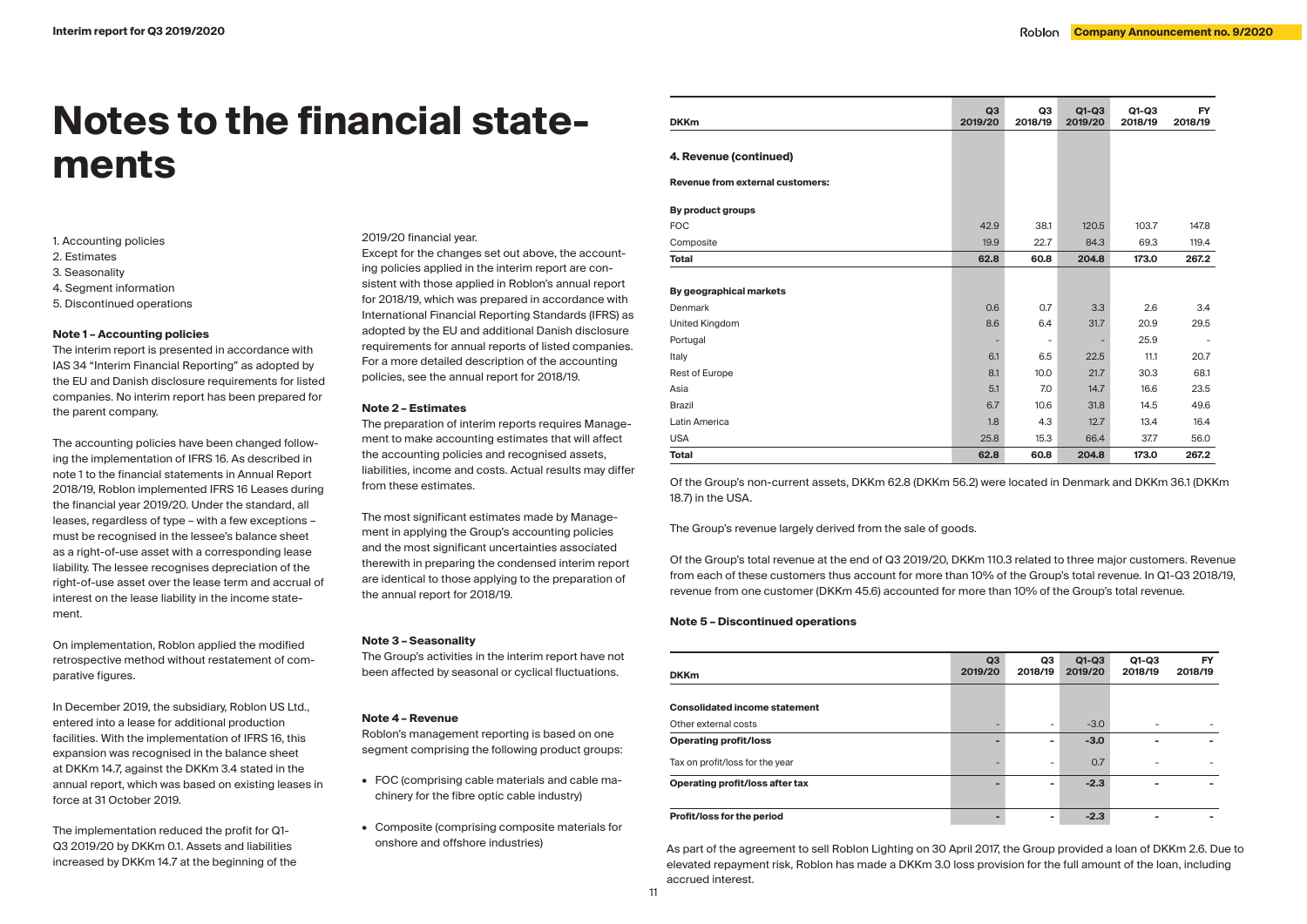# Notes to the financial statements

1. Accounting policies
2. Estimates
3. Seasonality
4. Segment information
5. Discontinued operations

**Note 1 – Accounting policies**

The interim report is presented in accordance with IAS 34 "Interim Financial Reporting" as adopted by the EU and Danish disclosure requirements for listed companies. No interim report has been prepared for the parent company.

The accounting policies have been changed following the implementation of IFRS 16. As described in note 1 to the financial statements in Annual Report 2018/19, Roblon implemented IFRS 16 Leases during the financial year 2019/20. Under the standard, all leases, regardless of type – with a few exceptions – must be recognised in the lessee's balance sheet as a right-of-use asset with a corresponding lease liability. The lessee recognises depreciation of the right-of-use asset over the lease term and accrual of interest on the lease liability in the income statement.

On implementation, Roblon applied the modified retrospective method without restatement of comparative figures.

In December 2019, the subsidiary, Roblon US Ltd., entered into a lease for additional production facilities. With the implementation of IFRS 16, this expansion was recognised in the balance sheet at DKKm 14.7, against the DKKm 3.4 stated in the annual report, which was based on existing leases in force at 31 October 2019.

The implementation reduced the profit for Q1-Q3 2019/20 by DKKm 0.1. Assets and liabilities increased by DKKm 14.7 at the beginning of the 2019/20 financial year.

Except for the changes set out above, the accounting policies applied in the interim report are consistent with those applied in Roblon's annual report for 2018/19, which was prepared in accordance with International Financial Reporting Standards (IFRS) as adopted by the EU and additional Danish disclosure requirements for annual reports of listed companies. For a more detailed description of the accounting policies, see the annual report for 2018/19.

**Note 2 – Estimates**

The preparation of interim reports requires Management to make accounting estimates that will affect the accounting policies and recognised assets, liabilities, income and costs. Actual results may differ from these estimates.

The most significant estimates made by Management in applying the Group's accounting policies and the most significant uncertainties associated therewith in preparing the condensed interim report are identical to those applying to the preparation of the annual report for 2018/19.

**Note 3 – Seasonality**

The Group's activities in the interim report have not been affected by seasonal or cyclical fluctuations.

**Note 4 – Revenue**

Roblon's management reporting is based on one segment comprising the following product groups:

- FOC (comprising cable materials and cable machinery for the fibre optic cable industry)
- Composite (comprising composite materials for onshore and offshore industries)

| DKKm | Q3 2019/20 | Q3 2018/19 | Q1-Q3 2019/20 | Q1-Q3 2018/19 | FY 2018/19 |
|---|---|---|---|---|---|
| **4. Revenue (continued)** | | | | | |
| **Revenue from external customers:** | | | | | |
| **By product groups** | | | | | |
| FOC | 42.9 | 38.1 | 120.5 | 103.7 | 147.8 |
| Composite | 19.9 | 22.7 | 84.3 | 69.3 | 119.4 |
| **Total** | **62.8** | **60.8** | **204.8** | **173.0** | **267.2** |
| **By geographical markets** | | | | | |
| Denmark | 0.6 | 0.7 | 3.3 | 2.6 | 3.4 |
| United Kingdom | 8.6 | 6.4 | 31.7 | 20.9 | 29.5 |
| Portugal | - | - | - | 25.9 | - |
| Italy | 6.1 | 6.5 | 22.5 | 11.1 | 20.7 |
| Rest of Europe | 8.1 | 10.0 | 21.7 | 30.3 | 68.1 |
| Asia | 5.1 | 7.0 | 14.7 | 16.6 | 23.5 |
| Brazil | 6.7 | 10.6 | 31.8 | 14.5 | 49.6 |
| Latin America | 1.8 | 4.3 | 12.7 | 13.4 | 16.4 |
| USA | 25.8 | 15.3 | 66.4 | 37.7 | 56.0 |
| **Total** | **62.8** | **60.8** | **204.8** | **173.0** | **267.2** |

Of the Group's non-current assets, DKKm 62.8 (DKKm 56.2) were located in Denmark and DKKm 36.1 (DKKm 18.7) in the USA.

The Group's revenue largely derived from the sale of goods.

Of the Group's total revenue at the end of Q3 2019/20, DKKm 110.3 related to three major customers. Revenue from each of these customers thus account for more than 10% of the Group's total revenue. In Q1-Q3 2018/19, revenue from one customer (DKKm 45.6) accounted for more than 10% of the Group's total revenue.

**Note 5 – Discontinued operations**

| DKKm | Q3 2019/20 | Q3 2018/19 | Q1-Q3 2019/20 | Q1-Q3 2018/19 | FY 2018/19 |
|---|---|---|---|---|---|
| **Consolidated income statement** | | | | | |
| Other external costs | - | - | -3.0 | - | - |
| **Operating profit/loss** | **-** | **-** | **-3.0** | **-** | **-** |
| Tax on profit/loss for the year | - | - | 0.7 | - | - |
| **Operating profit/loss after tax** | **-** | **-** | **-2.3** | **-** | **-** |
| **Profit/loss for the period** | **-** | **-** | **-2.3** | **-** | **-** |

As part of the agreement to sell Roblon Lighting on 30 April 2017, the Group provided a loan of DKKm 2.6. Due to elevated repayment risk, Roblon has made a DKKm 3.0 loss provision for the full amount of the loan, including accrued interest.